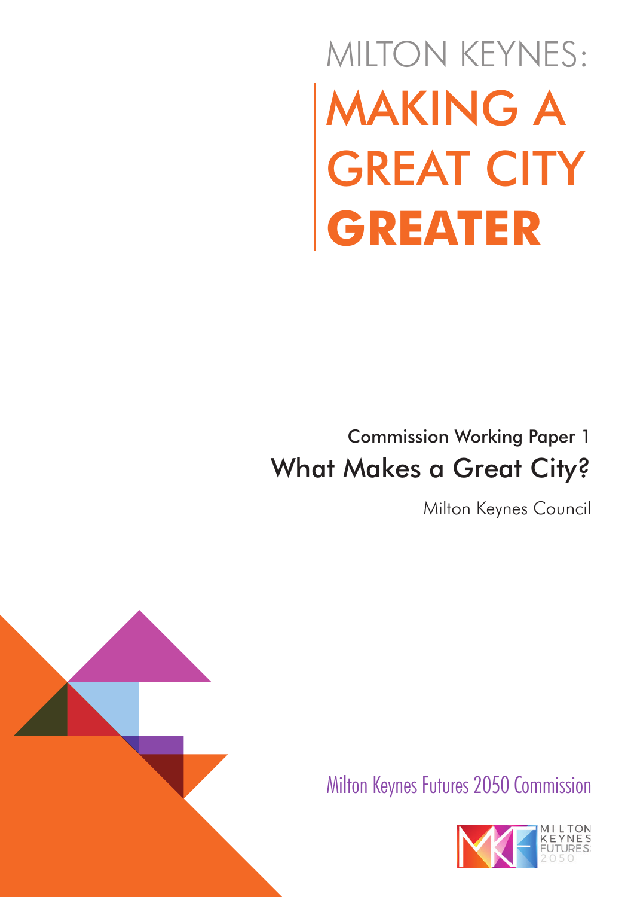# MILTON KEYNES: MAKING A GREAT CITY **GREATER**

## Commission Working Paper 1

## What Makes a Great City?

Milton Keynes Council

Milton Keynes Futures 2050 Commission

MILTON KEYNES FUTURES 2050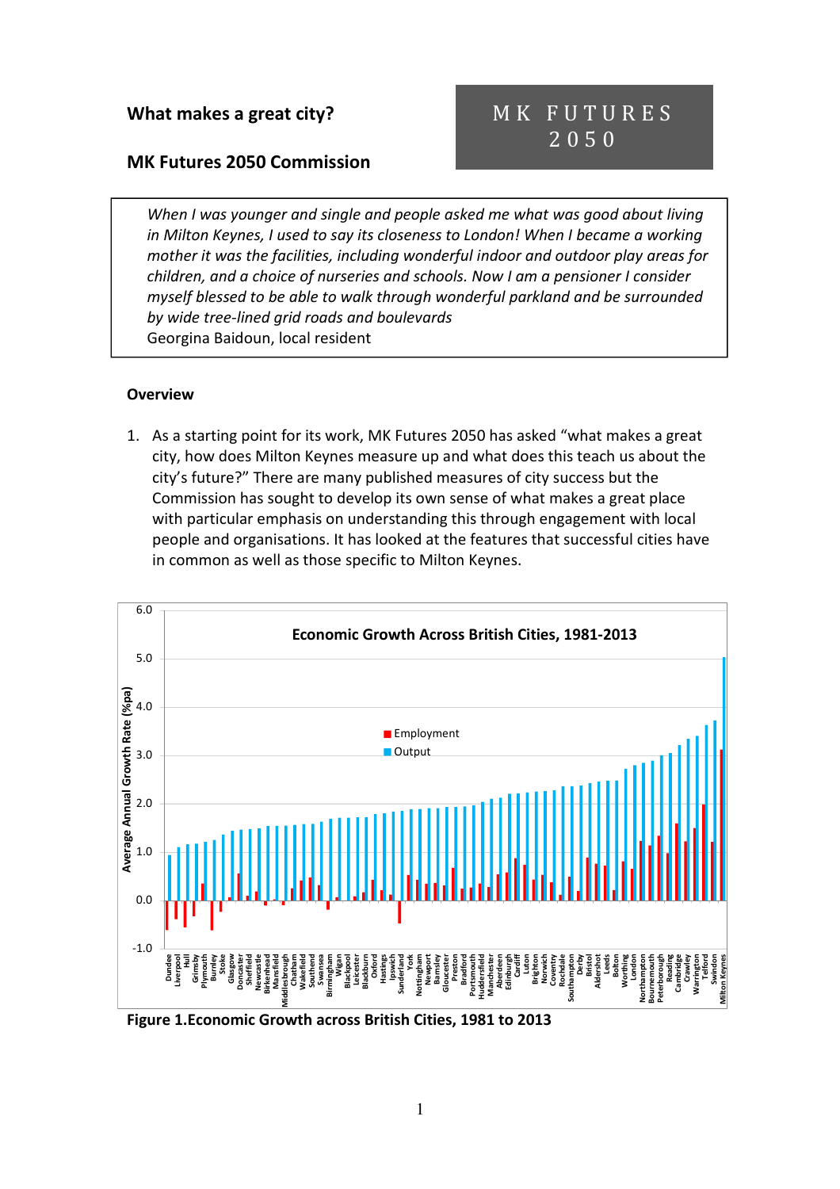**What makes a great city?**

M K  F U T U R E S
2 0 5 0

**MK Futures 2050 Commission**

> *When I was younger and single and people asked me what was good about living in Milton Keynes, I used to say its closeness to London! When I became a working mother it was the facilities, including wonderful indoor and outdoor play areas for children, and a choice of nurseries and schools. Now I am a pensioner I consider myself blessed to be able to walk through wonderful parkland and be surrounded by wide tree-lined grid roads and boulevards*
> Georgina Baidoun, local resident

**Overview**

1. As a starting point for its work, MK Futures 2050 has asked "what makes a great city, how does Milton Keynes measure up and what does this teach us about the city's future?" There are many published measures of city success but the Commission has sought to develop its own sense of what makes a great place with particular emphasis on understanding this through engagement with local people and organisations. It has looked at the features that successful cities have in common as well as those specific to Milton Keynes.

**Figure 1.Economic Growth across British Cities, 1981 to 2013**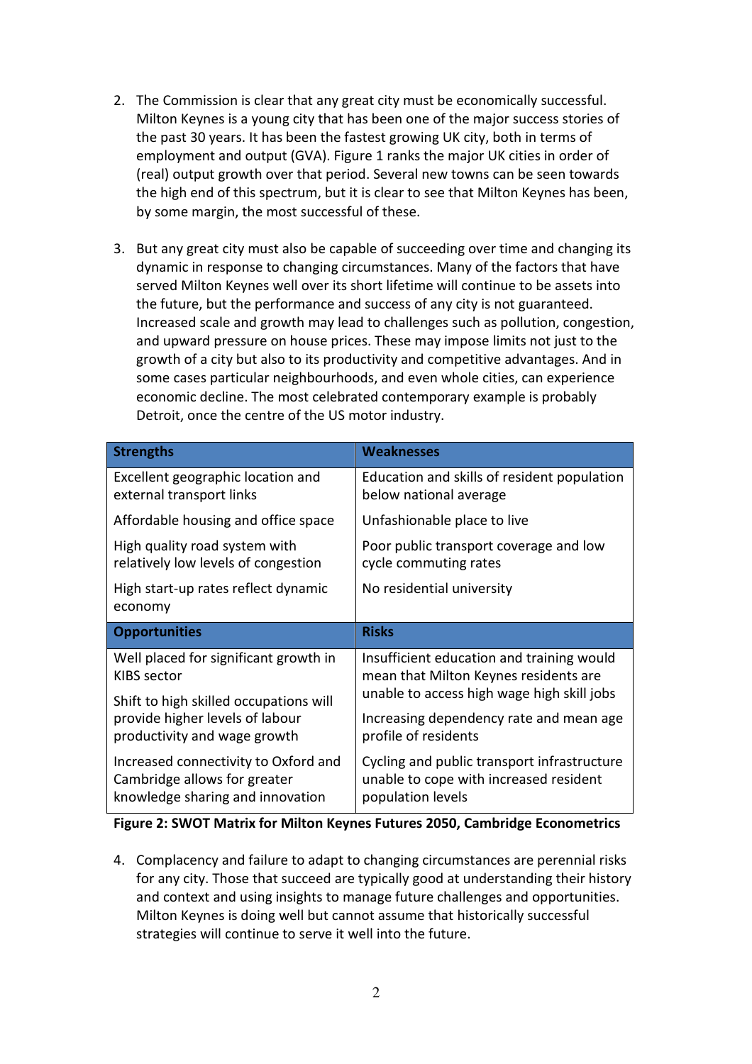2. The Commission is clear that any great city must be economically successful. Milton Keynes is a young city that has been one of the major success stories of the past 30 years. It has been the fastest growing UK city, both in terms of employment and output (GVA). Figure 1 ranks the major UK cities in order of (real) output growth over that period. Several new towns can be seen towards the high end of this spectrum, but it is clear to see that Milton Keynes has been, by some margin, the most successful of these.

3. But any great city must also be capable of succeeding over time and changing its dynamic in response to changing circumstances. Many of the factors that have served Milton Keynes well over its short lifetime will continue to be assets into the future, but the performance and success of any city is not guaranteed. Increased scale and growth may lead to challenges such as pollution, congestion, and upward pressure on house prices. These may impose limits not just to the growth of a city but also to its productivity and competitive advantages. And in some cases particular neighbourhoods, and even whole cities, can experience economic decline. The most celebrated contemporary example is probably Detroit, once the centre of the US motor industry.

| **Strengths** | **Weaknesses** |
|---|---|
| Excellent geographic location and external transport links | Education and skills of resident population below national average |
| Affordable housing and office space | Unfashionable place to live |
| High quality road system with relatively low levels of congestion | Poor public transport coverage and low cycle commuting rates |
| High start-up rates reflect dynamic economy | No residential university |
| **Opportunities** | **Risks** |
| Well placed for significant growth in KIBS sector | Insufficient education and training would mean that Milton Keynes residents are unable to access high wage high skill jobs |
| Shift to high skilled occupations will provide higher levels of labour productivity and wage growth | Increasing dependency rate and mean age profile of residents |
| Increased connectivity to Oxford and Cambridge allows for greater knowledge sharing and innovation | Cycling and public transport infrastructure unable to cope with increased resident population levels |

**Figure 2: SWOT Matrix for Milton Keynes Futures 2050, Cambridge Econometrics**

4. Complacency and failure to adapt to changing circumstances are perennial risks for any city. Those that succeed are typically good at understanding their history and context and using insights to manage future challenges and opportunities. Milton Keynes is doing well but cannot assume that historically successful strategies will continue to serve it well into the future.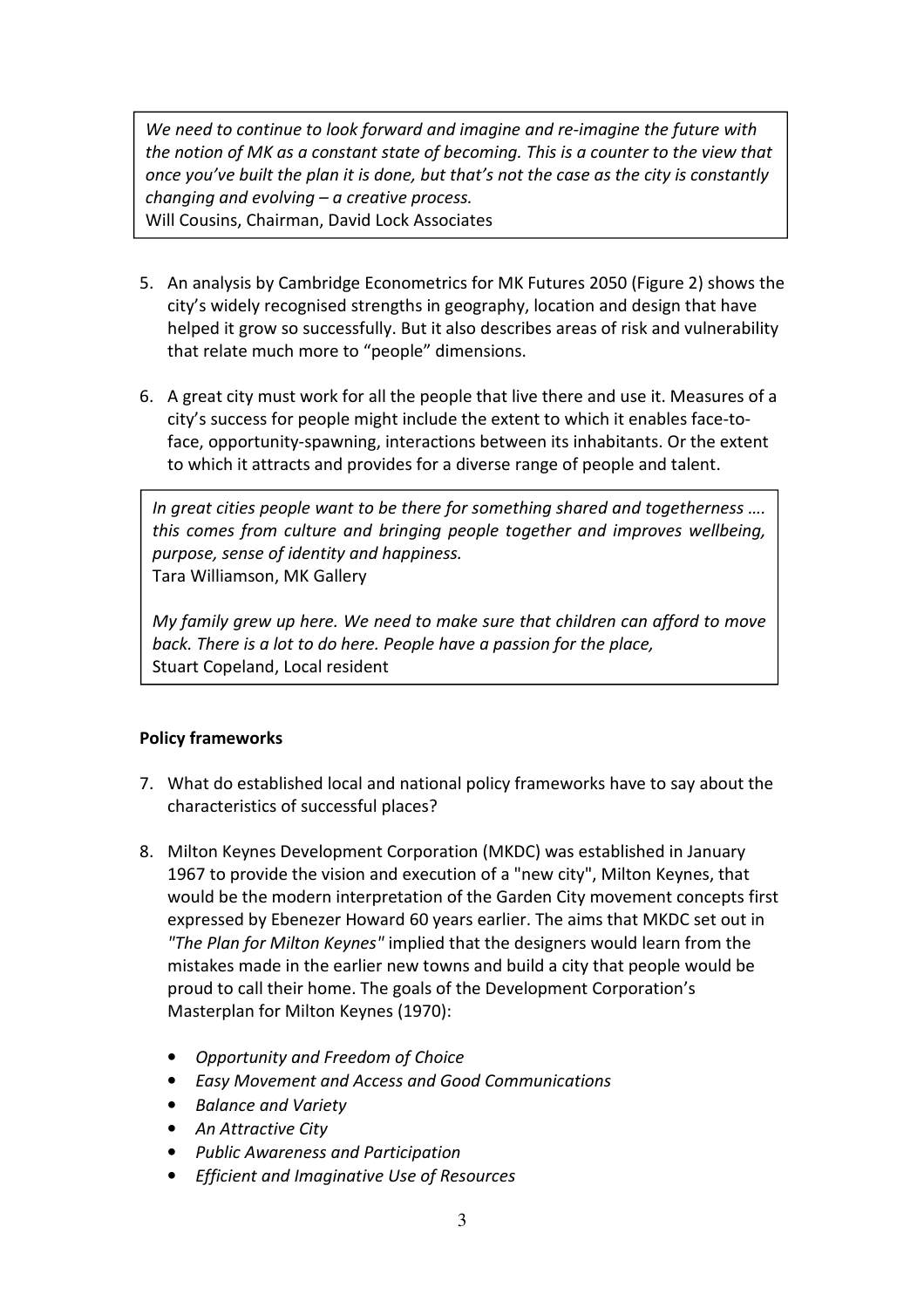> *We need to continue to look forward and imagine and re-imagine the future with the notion of MK as a constant state of becoming. This is a counter to the view that once you've built the plan it is done, but that's not the case as the city is constantly changing and evolving – a creative process.*
> Will Cousins, Chairman, David Lock Associates

5. An analysis by Cambridge Econometrics for MK Futures 2050 (Figure 2) shows the city's widely recognised strengths in geography, location and design that have helped it grow so successfully. But it also describes areas of risk and vulnerability that relate much more to "people" dimensions.

6. A great city must work for all the people that live there and use it. Measures of a city's success for people might include the extent to which it enables face-to-face, opportunity-spawning, interactions between its inhabitants. Or the extent to which it attracts and provides for a diverse range of people and talent.

> *In great cities people want to be there for something shared and togetherness …. this comes from culture and bringing people together and improves wellbeing, purpose, sense of identity and happiness.*
> Tara Williamson, MK Gallery
>
> *My family grew up here. We need to make sure that children can afford to move back. There is a lot to do here. People have a passion for the place,*
> Stuart Copeland, Local resident

**Policy frameworks**

7. What do established local and national policy frameworks have to say about the characteristics of successful places?

8. Milton Keynes Development Corporation (MKDC) was established in January 1967 to provide the vision and execution of a "new city", Milton Keynes, that would be the modern interpretation of the Garden City movement concepts first expressed by Ebenezer Howard 60 years earlier. The aims that MKDC set out in *"The Plan for Milton Keynes"* implied that the designers would learn from the mistakes made in the earlier new towns and build a city that people would be proud to call their home. The goals of the Development Corporation's Masterplan for Milton Keynes (1970):

   - *Opportunity and Freedom of Choice*
   - *Easy Movement and Access and Good Communications*
   - *Balance and Variety*
   - *An Attractive City*
   - *Public Awareness and Participation*
   - *Efficient and Imaginative Use of Resources*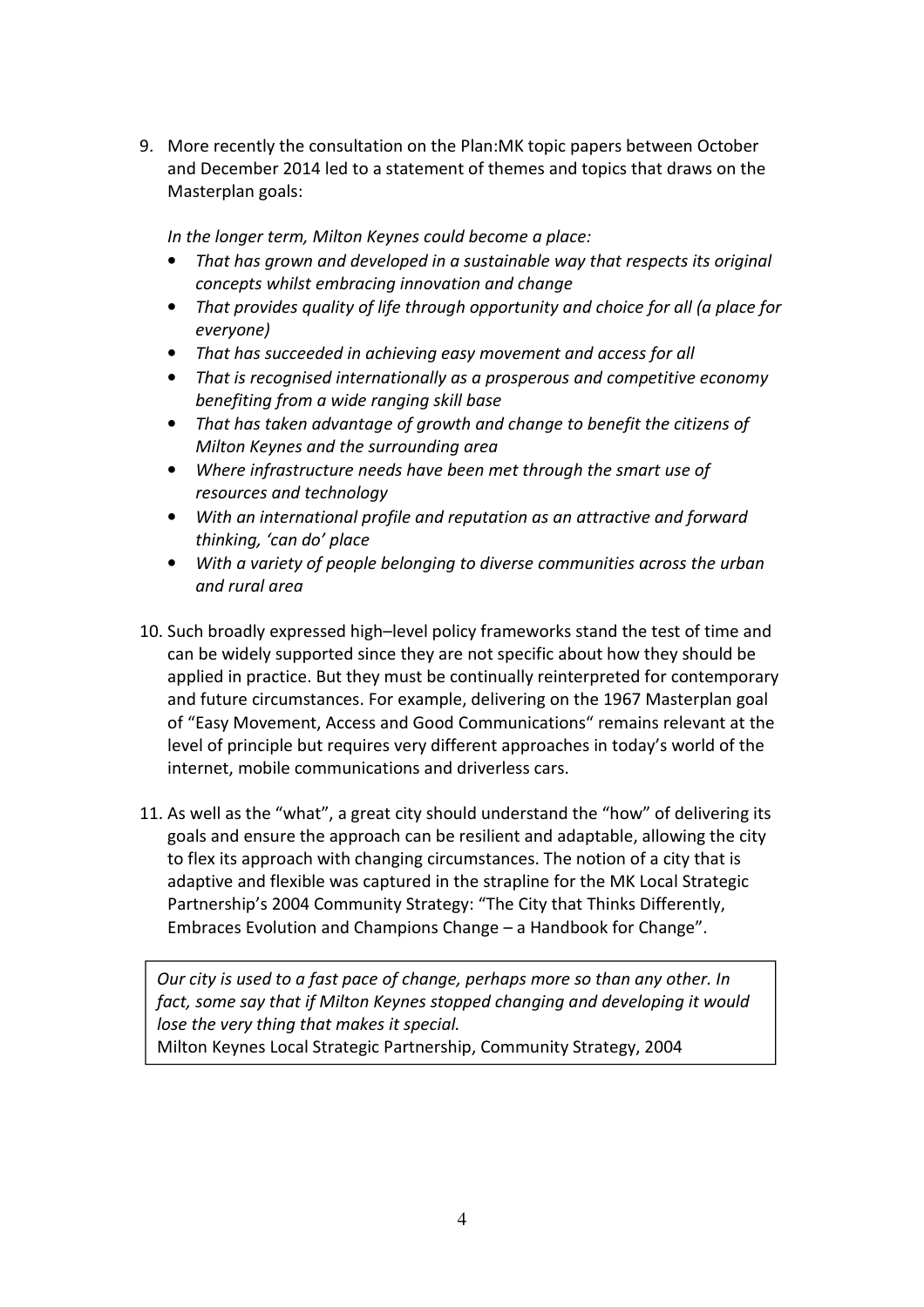9. More recently the consultation on the Plan:MK topic papers between October and December 2014 led to a statement of themes and topics that draws on the Masterplan goals:

   *In the longer term, Milton Keynes could become a place:*

   - *That has grown and developed in a sustainable way that respects its original concepts whilst embracing innovation and change*
   - *That provides quality of life through opportunity and choice for all (a place for everyone)*
   - *That has succeeded in achieving easy movement and access for all*
   - *That is recognised internationally as a prosperous and competitive economy benefiting from a wide ranging skill base*
   - *That has taken advantage of growth and change to benefit the citizens of Milton Keynes and the surrounding area*
   - *Where infrastructure needs have been met through the smart use of resources and technology*
   - *With an international profile and reputation as an attractive and forward thinking, 'can do' place*
   - *With a variety of people belonging to diverse communities across the urban and rural area*

10. Such broadly expressed high–level policy frameworks stand the test of time and can be widely supported since they are not specific about how they should be applied in practice. But they must be continually reinterpreted for contemporary and future circumstances. For example, delivering on the 1967 Masterplan goal of "Easy Movement, Access and Good Communications" remains relevant at the level of principle but requires very different approaches in today's world of the internet, mobile communications and driverless cars.

11. As well as the "what", a great city should understand the "how" of delivering its goals and ensure the approach can be resilient and adaptable, allowing the city to flex its approach with changing circumstances. The notion of a city that is adaptive and flexible was captured in the strapline for the MK Local Strategic Partnership's 2004 Community Strategy: "The City that Thinks Differently, Embraces Evolution and Champions Change – a Handbook for Change".

> *Our city is used to a fast pace of change, perhaps more so than any other. In fact, some say that if Milton Keynes stopped changing and developing it would lose the very thing that makes it special.*
> Milton Keynes Local Strategic Partnership, Community Strategy, 2004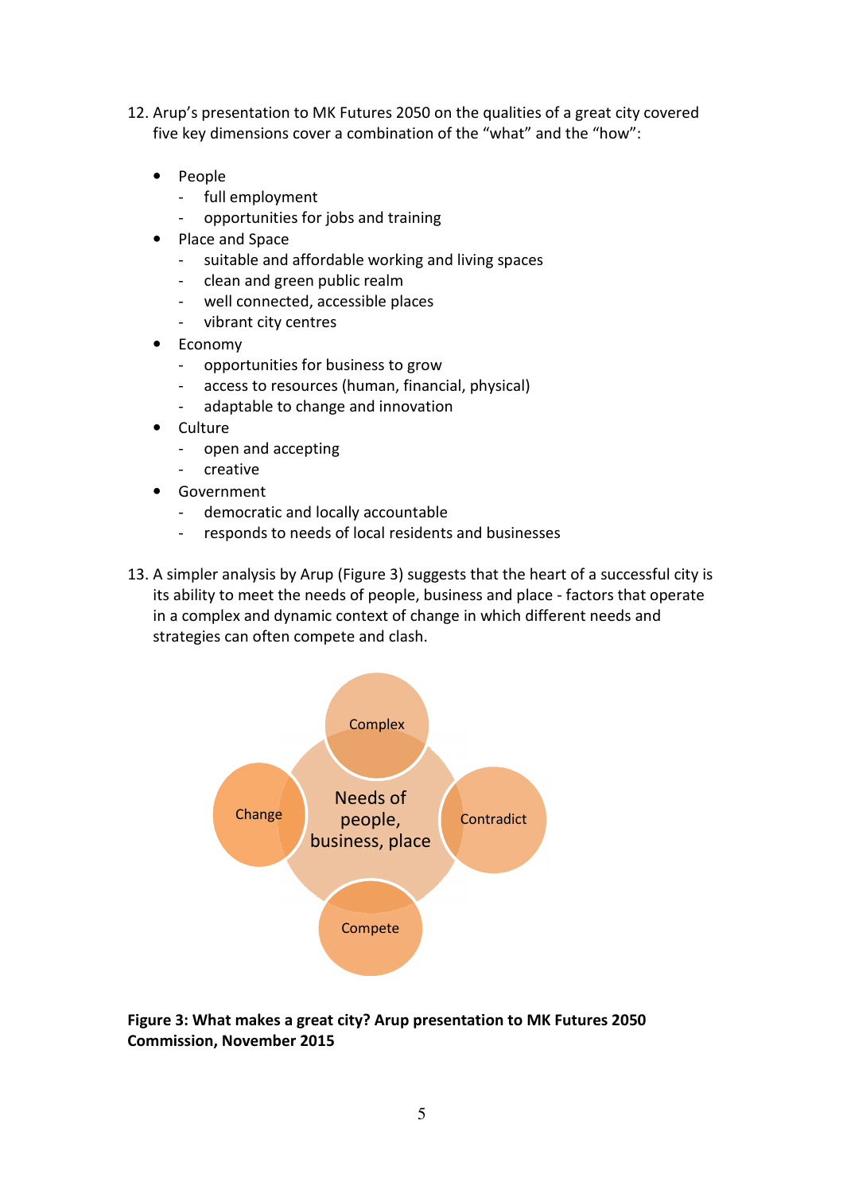12. Arup's presentation to MK Futures 2050 on the qualities of a great city covered five key dimensions cover a combination of the "what" and the "how":

    - People
        - full employment
        - opportunities for jobs and training
    - Place and Space
        - suitable and affordable working and living spaces
        - clean and green public realm
        - well connected, accessible places
        - vibrant city centres
    - Economy
        - opportunities for business to grow
        - access to resources (human, financial, physical)
        - adaptable to change and innovation
    - Culture
        - open and accepting
        - creative
    - Government
        - democratic and locally accountable
        - responds to needs of local residents and businesses

13. A simpler analysis by Arup (Figure 3) suggests that the heart of a successful city is its ability to meet the needs of people, business and place - factors that operate in a complex and dynamic context of change in which different needs and strategies can often compete and clash.

Complex

Change — Needs of people, business, place — Contradict

Compete

**Figure 3: What makes a great city? Arup presentation to MK Futures 2050 Commission, November 2015**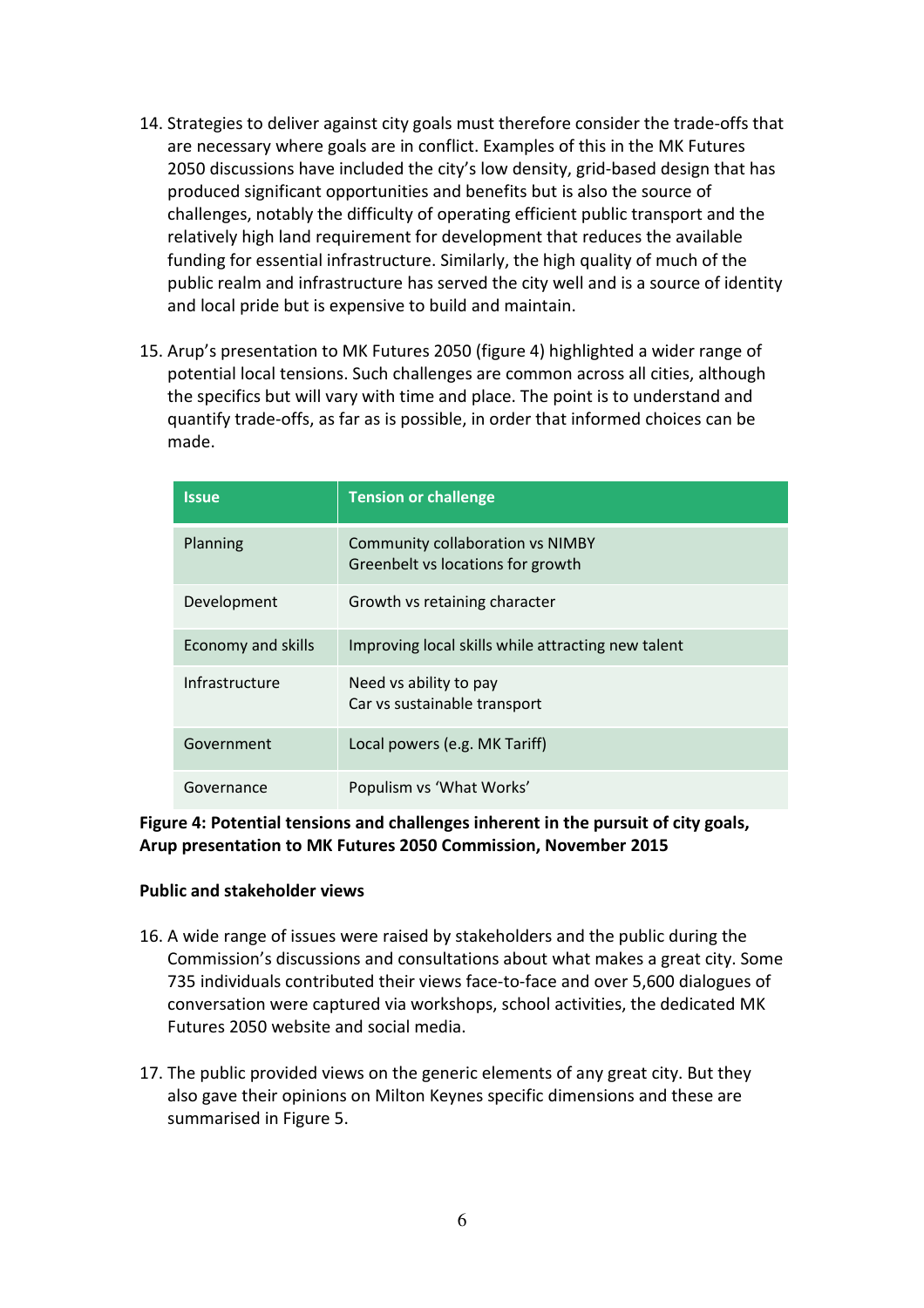14. Strategies to deliver against city goals must therefore consider the trade-offs that are necessary where goals are in conflict. Examples of this in the MK Futures 2050 discussions have included the city's low density, grid-based design that has produced significant opportunities and benefits but is also the source of challenges, notably the difficulty of operating efficient public transport and the relatively high land requirement for development that reduces the available funding for essential infrastructure. Similarly, the high quality of much of the public realm and infrastructure has served the city well and is a source of identity and local pride but is expensive to build and maintain.

15. Arup's presentation to MK Futures 2050 (figure 4) highlighted a wider range of potential local tensions. Such challenges are common across all cities, although the specifics but will vary with time and place. The point is to understand and quantify trade-offs, as far as is possible, in order that informed choices can be made.

| Issue | Tension or challenge |
| --- | --- |
| Planning | Community collaboration vs NIMBY<br>Greenbelt vs locations for growth |
| Development | Growth vs retaining character |
| Economy and skills | Improving local skills while attracting new talent |
| Infrastructure | Need vs ability to pay<br>Car vs sustainable transport |
| Government | Local powers (e.g. MK Tariff) |
| Governance | Populism vs 'What Works' |

**Figure 4: Potential tensions and challenges inherent in the pursuit of city goals, Arup presentation to MK Futures 2050 Commission, November 2015**

**Public and stakeholder views**

16. A wide range of issues were raised by stakeholders and the public during the Commission's discussions and consultations about what makes a great city. Some 735 individuals contributed their views face-to-face and over 5,600 dialogues of conversation were captured via workshops, school activities, the dedicated MK Futures 2050 website and social media.

17. The public provided views on the generic elements of any great city. But they also gave their opinions on Milton Keynes specific dimensions and these are summarised in Figure 5.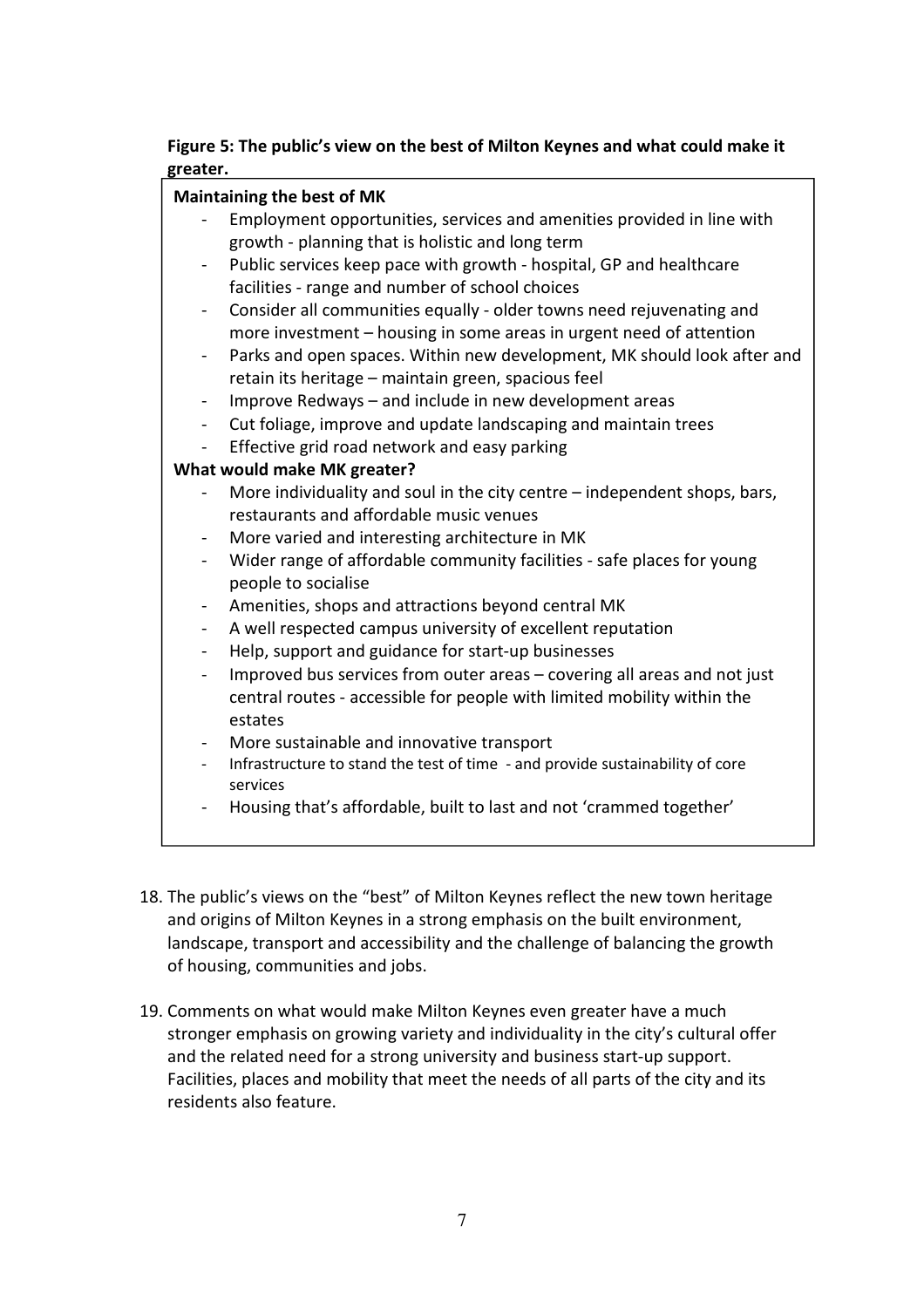**Figure 5: The public's view on the best of Milton Keynes and what could make it greater.**

**Maintaining the best of MK**

- Employment opportunities, services and amenities provided in line with growth - planning that is holistic and long term
- Public services keep pace with growth - hospital, GP and healthcare facilities - range and number of school choices
- Consider all communities equally - older towns need rejuvenating and more investment – housing in some areas in urgent need of attention
- Parks and open spaces. Within new development, MK should look after and retain its heritage – maintain green, spacious feel
- Improve Redways – and include in new development areas
- Cut foliage, improve and update landscaping and maintain trees
- Effective grid road network and easy parking

**What would make MK greater?**

- More individuality and soul in the city centre – independent shops, bars, restaurants and affordable music venues
- More varied and interesting architecture in MK
- Wider range of affordable community facilities - safe places for young people to socialise
- Amenities, shops and attractions beyond central MK
- A well respected campus university of excellent reputation
- Help, support and guidance for start-up businesses
- Improved bus services from outer areas – covering all areas and not just central routes - accessible for people with limited mobility within the estates
- More sustainable and innovative transport
- Infrastructure to stand the test of time - and provide sustainability of core services
- Housing that's affordable, built to last and not 'crammed together'

18. The public's views on the "best" of Milton Keynes reflect the new town heritage and origins of Milton Keynes in a strong emphasis on the built environment, landscape, transport and accessibility and the challenge of balancing the growth of housing, communities and jobs.

19. Comments on what would make Milton Keynes even greater have a much stronger emphasis on growing variety and individuality in the city's cultural offer and the related need for a strong university and business start-up support. Facilities, places and mobility that meet the needs of all parts of the city and its residents also feature.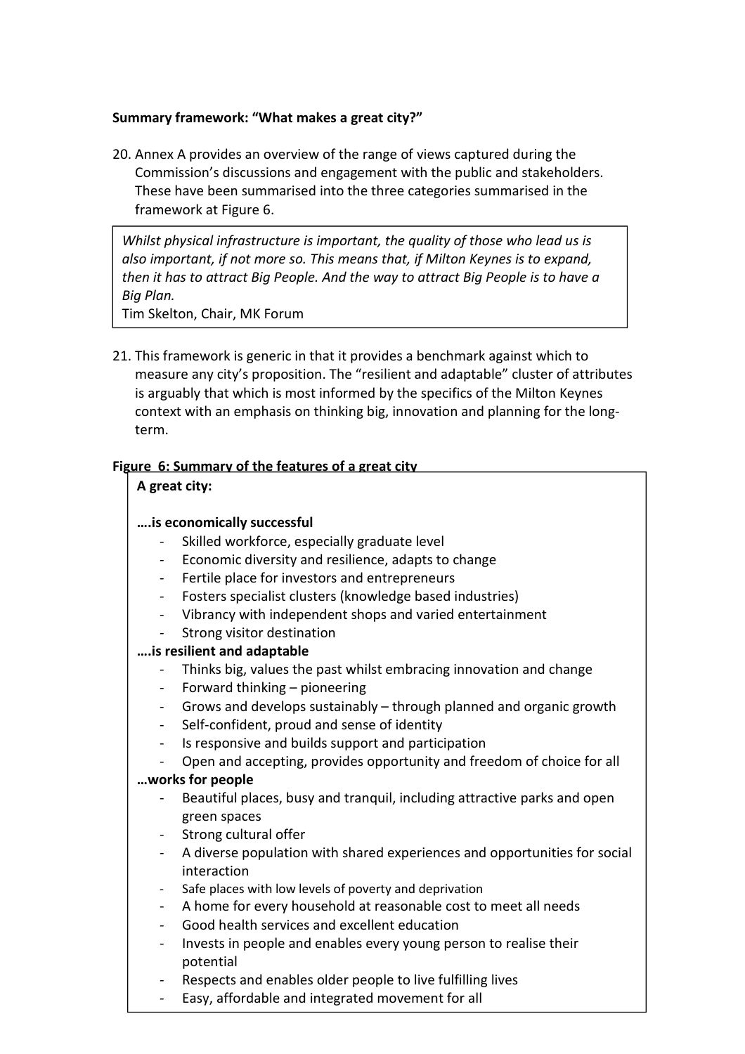**Summary framework: "What makes a great city?"**

20. Annex A provides an overview of the range of views captured during the Commission's discussions and engagement with the public and stakeholders. These have been summarised into the three categories summarised in the framework at Figure 6.

> *Whilst physical infrastructure is important, the quality of those who lead us is also important, if not more so. This means that, if Milton Keynes is to expand, then it has to attract Big People. And the way to attract Big People is to have a Big Plan.*
> Tim Skelton, Chair, MK Forum

21. This framework is generic in that it provides a benchmark against which to measure any city's proposition. The "resilient and adaptable" cluster of attributes is arguably that which is most informed by the specifics of the Milton Keynes context with an emphasis on thinking big, innovation and planning for the long-term.

**Figure 6: Summary of the features of a great city**

**A great city:**

**….is economically successful**

- Skilled workforce, especially graduate level
- Economic diversity and resilience, adapts to change
- Fertile place for investors and entrepreneurs
- Fosters specialist clusters (knowledge based industries)
- Vibrancy with independent shops and varied entertainment
- Strong visitor destination

**….is resilient and adaptable**

- Thinks big, values the past whilst embracing innovation and change
- Forward thinking – pioneering
- Grows and develops sustainably – through planned and organic growth
- Self-confident, proud and sense of identity
- Is responsive and builds support and participation
- Open and accepting, provides opportunity and freedom of choice for all

**…works for people**

- Beautiful places, busy and tranquil, including attractive parks and open green spaces
- Strong cultural offer
- A diverse population with shared experiences and opportunities for social interaction
- Safe places with low levels of poverty and deprivation
- A home for every household at reasonable cost to meet all needs
- Good health services and excellent education
- Invests in people and enables every young person to realise their potential
- Respects and enables older people to live fulfilling lives
- Easy, affordable and integrated movement for all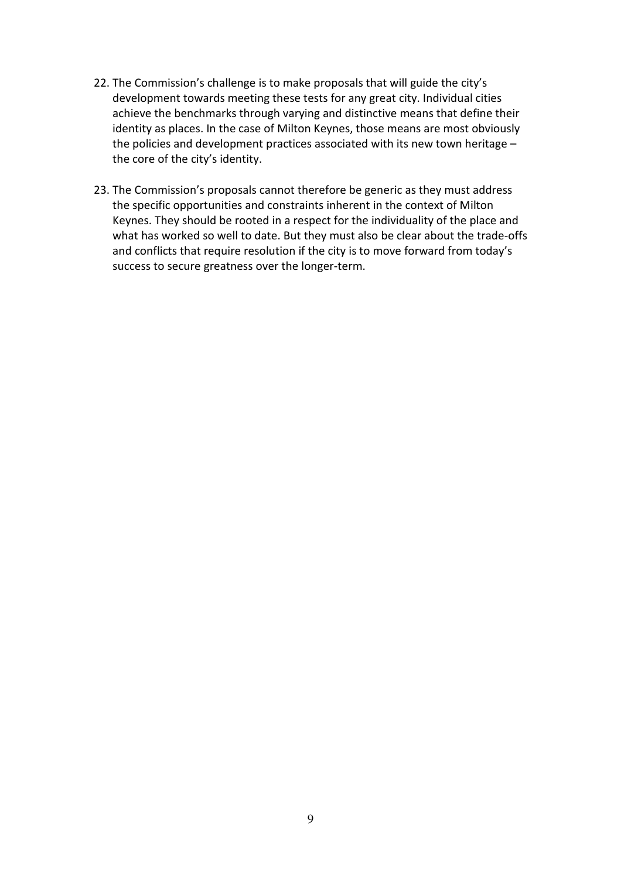22. The Commission's challenge is to make proposals that will guide the city's development towards meeting these tests for any great city. Individual cities achieve the benchmarks through varying and distinctive means that define their identity as places. In the case of Milton Keynes, those means are most obviously the policies and development practices associated with its new town heritage – the core of the city's identity.

23. The Commission's proposals cannot therefore be generic as they must address the specific opportunities and constraints inherent in the context of Milton Keynes. They should be rooted in a respect for the individuality of the place and what has worked so well to date. But they must also be clear about the trade-offs and conflicts that require resolution if the city is to move forward from today's success to secure greatness over the longer-term.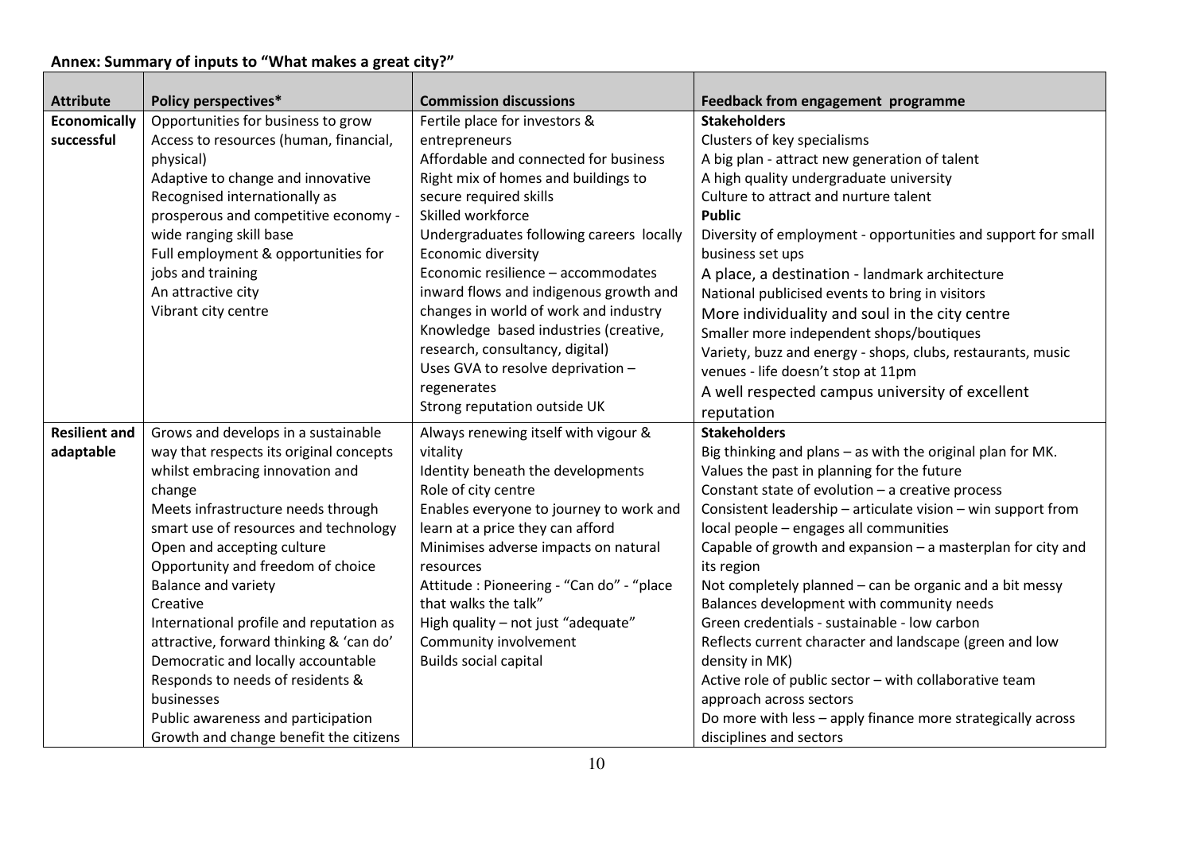**Annex: Summary of inputs to "What makes a great city?"**

| Attribute | Policy perspectives* | Commission discussions | Feedback from engagement programme |
|---|---|---|---|
| **Economically successful** | Opportunities for business to grow<br>Access to resources (human, financial, physical)<br>Adaptive to change and innovative<br>Recognised internationally as prosperous and competitive economy - wide ranging skill base<br>Full employment & opportunities for jobs and training<br>An attractive city<br>Vibrant city centre | Fertile place for investors & entrepreneurs<br>Affordable and connected for business<br>Right mix of homes and buildings to secure required skills<br>Skilled workforce<br>Undergraduates following careers locally<br>Economic diversity<br>Economic resilience – accommodates inward flows and indigenous growth and changes in world of work and industry<br>Knowledge based industries (creative, research, consultancy, digital)<br>Uses GVA to resolve deprivation – regenerates<br>Strong reputation outside UK | **Stakeholders**<br>Clusters of key specialisms<br>A big plan - attract new generation of talent<br>A high quality undergraduate university<br>Culture to attract and nurture talent<br>**Public**<br>Diversity of employment - opportunities and support for small business set ups<br>A place, a destination - landmark architecture<br>National publicised events to bring in visitors<br>More individuality and soul in the city centre<br>Smaller more independent shops/boutiques<br>Variety, buzz and energy - shops, clubs, restaurants, music venues - life doesn't stop at 11pm<br>A well respected campus university of excellent reputation |
| **Resilient and adaptable** | Grows and develops in a sustainable way that respects its original concepts whilst embracing innovation and change<br>Meets infrastructure needs through smart use of resources and technology<br>Open and accepting culture<br>Opportunity and freedom of choice<br>Balance and variety<br>Creative<br>International profile and reputation as attractive, forward thinking & 'can do'<br>Democratic and locally accountable<br>Responds to needs of residents & businesses<br>Public awareness and participation<br>Growth and change benefit the citizens | Always renewing itself with vigour & vitality<br>Identity beneath the developments<br>Role of city centre<br>Enables everyone to journey to work and learn at a price they can afford<br>Minimises adverse impacts on natural resources<br>Attitude : Pioneering - "Can do" - "place that walks the talk"<br>High quality – not just "adequate"<br>Community involvement<br>Builds social capital | **Stakeholders**<br>Big thinking and plans – as with the original plan for MK.<br>Values the past in planning for the future<br>Constant state of evolution – a creative process<br>Consistent leadership – articulate vision – win support from local people – engages all communities<br>Capable of growth and expansion – a masterplan for city and its region<br>Not completely planned – can be organic and a bit messy<br>Balances development with community needs<br>Green credentials - sustainable - low carbon<br>Reflects current character and landscape (green and low density in MK)<br>Active role of public sector – with collaborative team approach across sectors<br>Do more with less – apply finance more strategically across disciplines and sectors |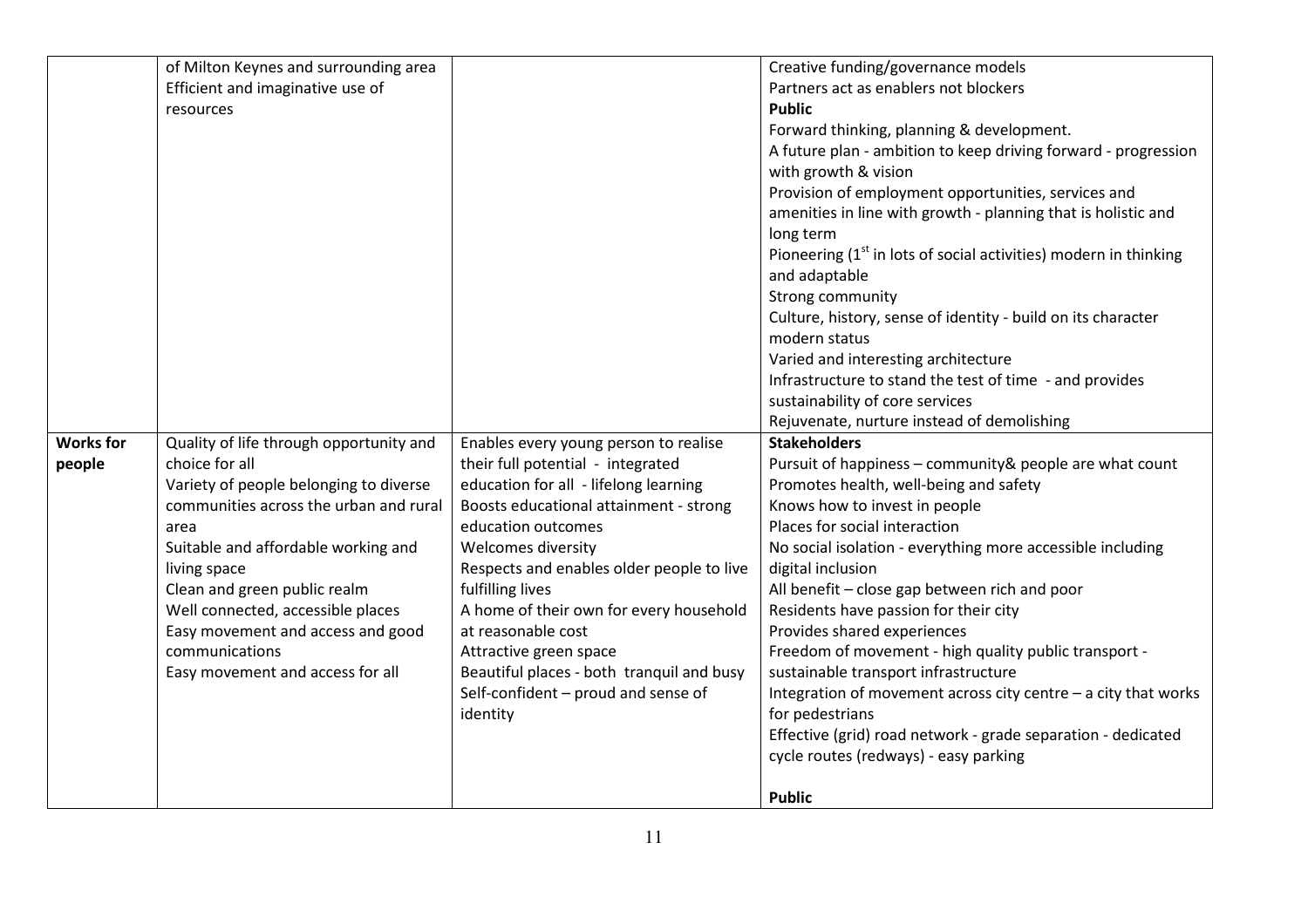| | | | |
|---|---|---|---|
| | of Milton Keynes and surrounding area<br>Efficient and imaginative use of resources | | Creative funding/governance models<br>Partners act as enablers not blockers<br>**Public**<br>Forward thinking, planning & development.<br>A future plan - ambition to keep driving forward - progression with growth & vision<br>Provision of employment opportunities, services and amenities in line with growth - planning that is holistic and long term<br>Pioneering (1st in lots of social activities) modern in thinking and adaptable<br>Strong community<br>Culture, history, sense of identity - build on its character modern status<br>Varied and interesting architecture<br>Infrastructure to stand the test of time - and provides sustainability of core services<br>Rejuvenate, nurture instead of demolishing |
| **Works for people** | Quality of life through opportunity and choice for all<br>Variety of people belonging to diverse communities across the urban and rural area<br>Suitable and affordable working and living space<br>Clean and green public realm<br>Well connected, accessible places<br>Easy movement and access and good communications<br>Easy movement and access for all | Enables every young person to realise their full potential - integrated education for all - lifelong learning<br>Boosts educational attainment - strong education outcomes<br>Welcomes diversity<br>Respects and enables older people to live fulfilling lives<br>A home of their own for every household at reasonable cost<br>Attractive green space<br>Beautiful places - both tranquil and busy<br>Self-confident – proud and sense of identity | **Stakeholders**<br>Pursuit of happiness – community& people are what count<br>Promotes health, well-being and safety<br>Knows how to invest in people<br>Places for social interaction<br>No social isolation - everything more accessible including digital inclusion<br>All benefit – close gap between rich and poor<br>Residents have passion for their city<br>Provides shared experiences<br>Freedom of movement - high quality public transport - sustainable transport infrastructure<br>Integration of movement across city centre – a city that works for pedestrians<br>Effective (grid) road network - grade separation - dedicated cycle routes (redways) - easy parking<br><br>**Public** |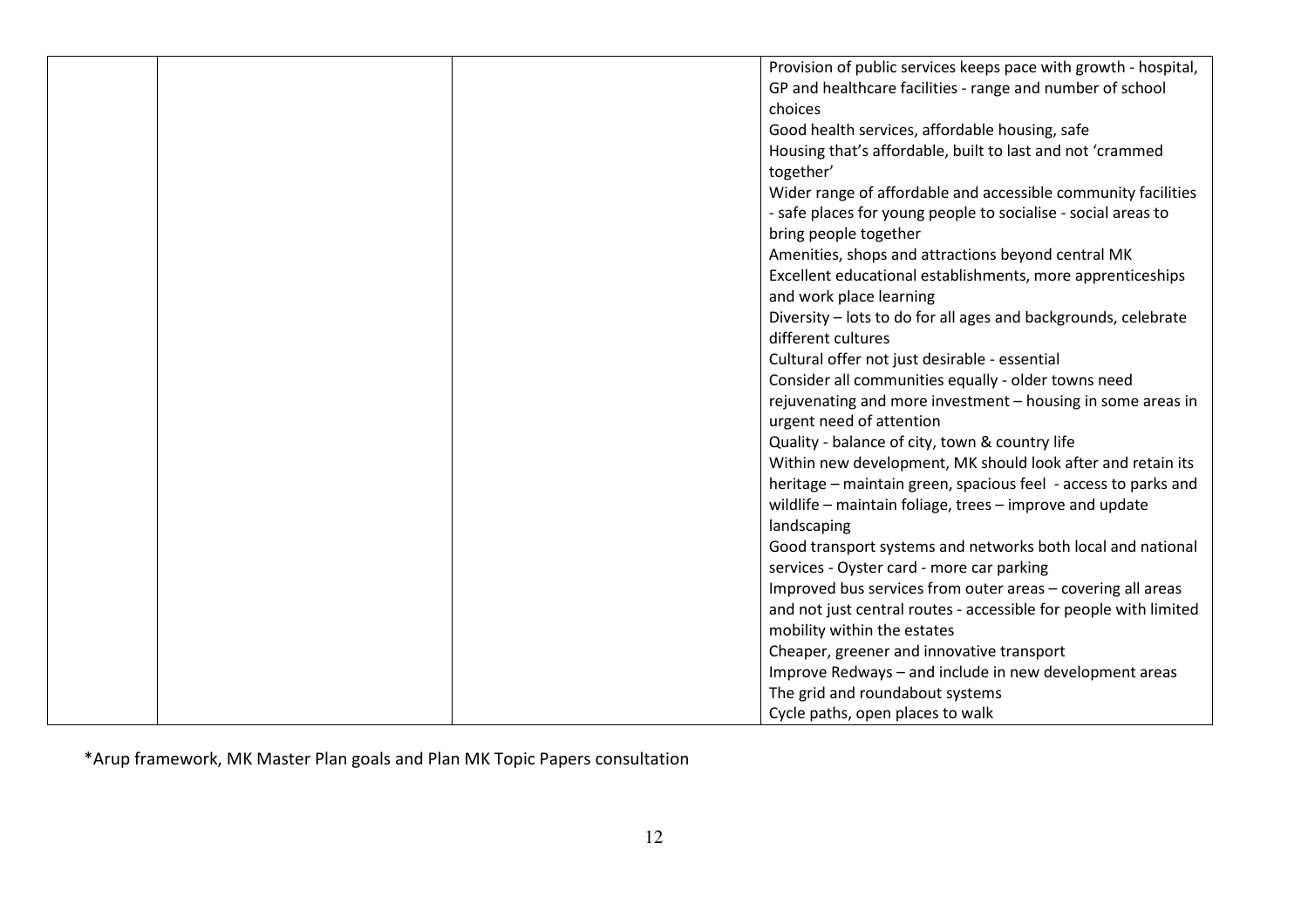| | | | |
|---|---|---|---|
| | | | Provision of public services keeps pace with growth - hospital, GP and healthcare facilities - range and number of school choices<br>Good health services, affordable housing, safe<br>Housing that's affordable, built to last and not 'crammed together'<br>Wider range of affordable and accessible community facilities - safe places for young people to socialise - social areas to bring people together<br>Amenities, shops and attractions beyond central MK<br>Excellent educational establishments, more apprenticeships and work place learning<br>Diversity – lots to do for all ages and backgrounds, celebrate different cultures<br>Cultural offer not just desirable - essential<br>Consider all communities equally - older towns need rejuvenating and more investment – housing in some areas in urgent need of attention<br>Quality - balance of city, town & country life<br>Within new development, MK should look after and retain its heritage – maintain green, spacious feel - access to parks and wildlife – maintain foliage, trees – improve and update landscaping<br>Good transport systems and networks both local and national services - Oyster card - more car parking<br>Improved bus services from outer areas – covering all areas and not just central routes - accessible for people with limited mobility within the estates<br>Cheaper, greener and innovative transport<br>Improve Redways – and include in new development areas<br>The grid and roundabout systems<br>Cycle paths, open places to walk |

*Arup framework, MK Master Plan goals and Plan MK Topic Papers consultation